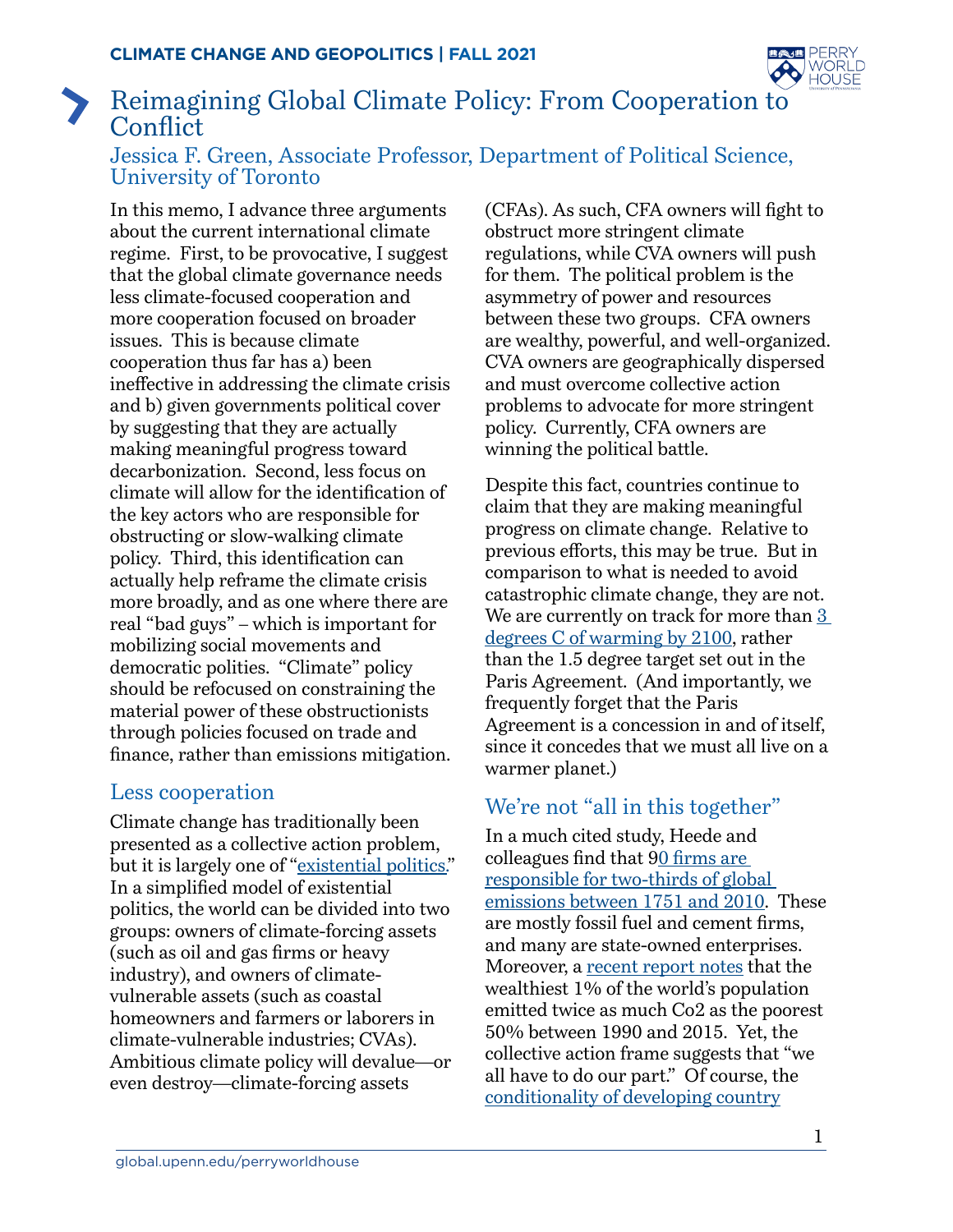CLIMATE CHANGE AND GEOPOLITICS | FALL 2021

# Reimagining Global Climate Policy: From Cooperation to Conflict

### Jessica F. Green, Associate Professor, Department of Political Science, University of Toronto

In this memo, I advance three arguments about the current international climate regime. First, to be provocative, I suggest that the global climate governance needs less climate-focused cooperation and more cooperation focused on broader issues. This is because climate cooperation thus far has a) been ineffective in addressing the climate crisis and b) given governments political cover by suggesting that they are actually making meaningful progress toward decarbonization. Second, less focus on climate will allow for the identification of the key actors who are responsible for obstructing or slow-walking climate policy. Third, this identification can actually help reframe the climate crisis more broadly, and as one where there are real "bad guys" – which is important for mobilizing social movements and democratic polities. "Climate" policy should be refocused on constraining the material power of these obstructionists through policies focused on trade and finance, rather than emissions mitigation.

## Less cooperation

Climate change has traditionally been presented as a collective action problem, but it is largely one of "existential politics." In a simplified model of existential politics, the world can be divided into two groups: owners of climate-forcing assets (such as oil and gas firms or heavy industry), and owners of climate-vulnerable assets (such as coastal homeowners and farmers or laborers in climate-vulnerable industries; CVAs). Ambitious climate policy will devalue—or even destroy—climate-forcing assets (CFAs). As such, CFA owners will fight to obstruct more stringent climate regulations, while CVA owners will push for them. The political problem is the asymmetry of power and resources between these two groups. CFA owners are wealthy, powerful, and well-organized. CVA owners are geographically dispersed and must overcome collective action problems to advocate for more stringent policy. Currently, CFA owners are winning the political battle.

Despite this fact, countries continue to claim that they are making meaningful progress on climate change. Relative to previous efforts, this may be true. But in comparison to what is needed to avoid catastrophic climate change, they are not. We are currently on track for more than 3 degrees C of warming by 2100, rather than the 1.5 degree target set out in the Paris Agreement. (And importantly, we frequently forget that the Paris Agreement is a concession in and of itself, since it concedes that we must all live on a warmer planet.)

## We're not "all in this together"

In a much cited study, Heede and colleagues find that 90 firms are responsible for two-thirds of global emissions between 1751 and 2010. These are mostly fossil fuel and cement firms, and many are state-owned enterprises. Moreover, a recent report notes that the wealthiest 1% of the world's population emitted twice as much Co2 as the poorest 50% between 1990 and 2015. Yet, the collective action frame suggests that "we all have to do our part." Of course, the conditionality of developing country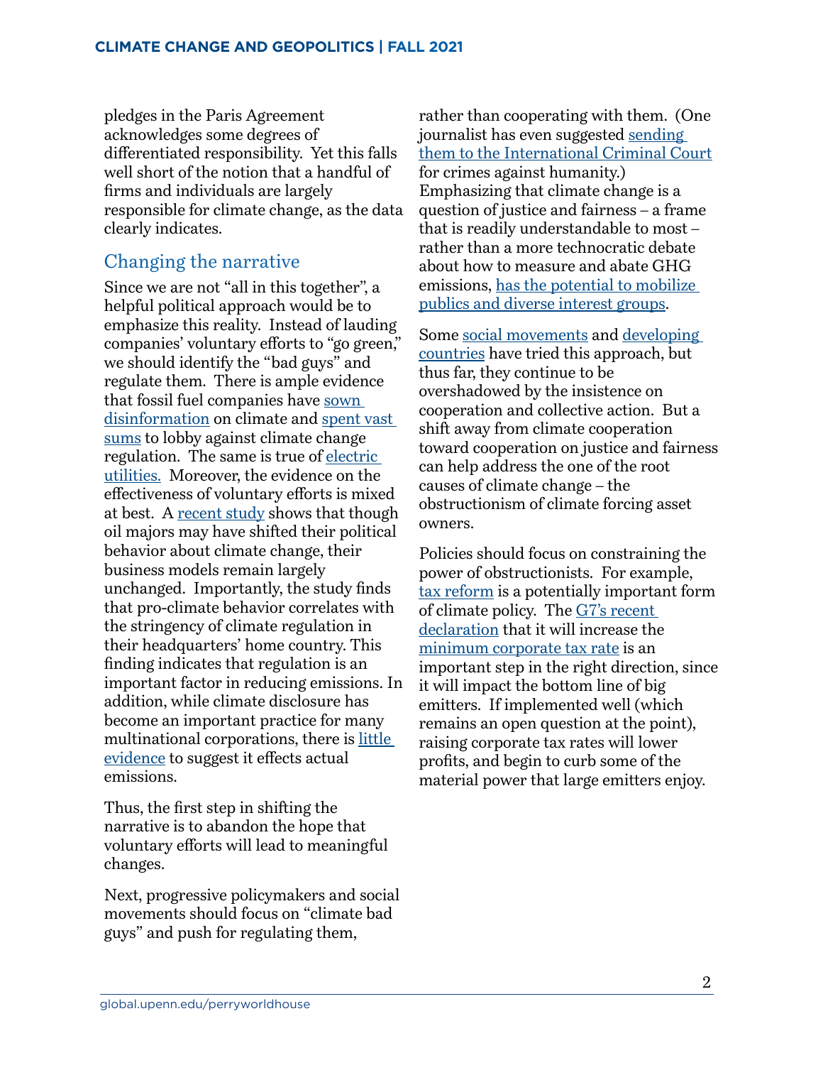pledges in the Paris Agreement acknowledges some degrees of differentiated responsibility. Yet this falls well short of the notion that a handful of firms and individuals are largely responsible for climate change, as the data clearly indicates.

## Changing the narrative

Since we are not "all in this together", a helpful political approach would be to emphasize this reality. Instead of lauding companies' voluntary efforts to "go green," we should identify the "bad guys" and regulate them. There is ample evidence that fossil fuel companies have sown disinformation on climate and spent vast sums to lobby against climate change regulation. The same is true of electric utilities. Moreover, the evidence on the effectiveness of voluntary efforts is mixed at best. A recent study shows that though oil majors may have shifted their political behavior about climate change, their business models remain largely unchanged. Importantly, the study finds that pro-climate behavior correlates with the stringency of climate regulation in their headquarters' home country. This finding indicates that regulation is an important factor in reducing emissions. In addition, while climate disclosure has become an important practice for many multinational corporations, there is little evidence to suggest it effects actual emissions.

Thus, the first step in shifting the narrative is to abandon the hope that voluntary efforts will lead to meaningful changes.

Next, progressive policymakers and social movements should focus on "climate bad guys" and push for regulating them, rather than cooperating with them. (One journalist has even suggested sending them to the International Criminal Court for crimes against humanity.) Emphasizing that climate change is a question of justice and fairness – a frame that is readily understandable to most – rather than a more technocratic debate about how to measure and abate GHG emissions, has the potential to mobilize publics and diverse interest groups.

Some social movements and developing countries have tried this approach, but thus far, they continue to be overshadowed by the insistence on cooperation and collective action. But a shift away from climate cooperation toward cooperation on justice and fairness can help address the one of the root causes of climate change – the obstructionism of climate forcing asset owners.

Policies should focus on constraining the power of obstructionists. For example, tax reform is a potentially important form of climate policy. The G7's recent declaration that it will increase the minimum corporate tax rate is an important step in the right direction, since it will impact the bottom line of big emitters. If implemented well (which remains an open question at the point), raising corporate tax rates will lower profits, and begin to curb some of the material power that large emitters enjoy.